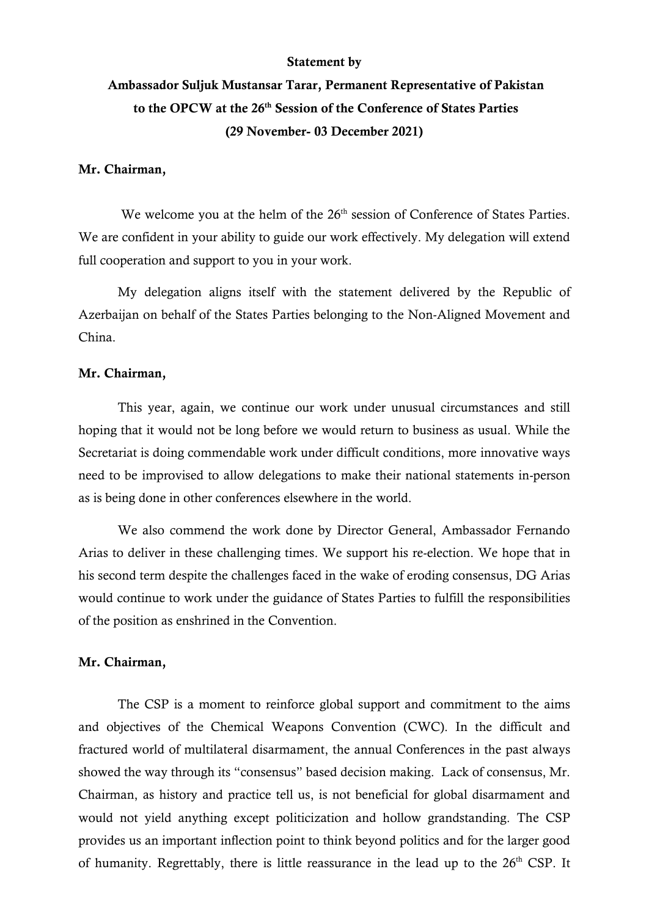**Statement by**

**Ambassador Suljuk Mustansar Tarar, Permanent Representative of Pakistan to the OPCW at the 26th Session of the Conference of States Parties (29 November- 03 December 2021)**

**Mr. Chairman,**

We welcome you at the helm of the 26th session of Conference of States Parties. We are confident in your ability to guide our work effectively. My delegation will extend full cooperation and support to you in your work.

My delegation aligns itself with the statement delivered by the Republic of Azerbaijan on behalf of the States Parties belonging to the Non-Aligned Movement and China.

**Mr. Chairman,**

This year, again, we continue our work under unusual circumstances and still hoping that it would not be long before we would return to business as usual. While the Secretariat is doing commendable work under difficult conditions, more innovative ways need to be improvised to allow delegations to make their national statements in-person as is being done in other conferences elsewhere in the world.

We also commend the work done by Director General, Ambassador Fernando Arias to deliver in these challenging times. We support his re-election. We hope that in his second term despite the challenges faced in the wake of eroding consensus, DG Arias would continue to work under the guidance of States Parties to fulfill the responsibilities of the position as enshrined in the Convention.

**Mr. Chairman,**

The CSP is a moment to reinforce global support and commitment to the aims and objectives of the Chemical Weapons Convention (CWC). In the difficult and fractured world of multilateral disarmament, the annual Conferences in the past always showed the way through its "consensus" based decision making. Lack of consensus, Mr. Chairman, as history and practice tell us, is not beneficial for global disarmament and would not yield anything except politicization and hollow grandstanding. The CSP provides us an important inflection point to think beyond politics and for the larger good of humanity. Regrettably, there is little reassurance in the lead up to the 26th CSP. It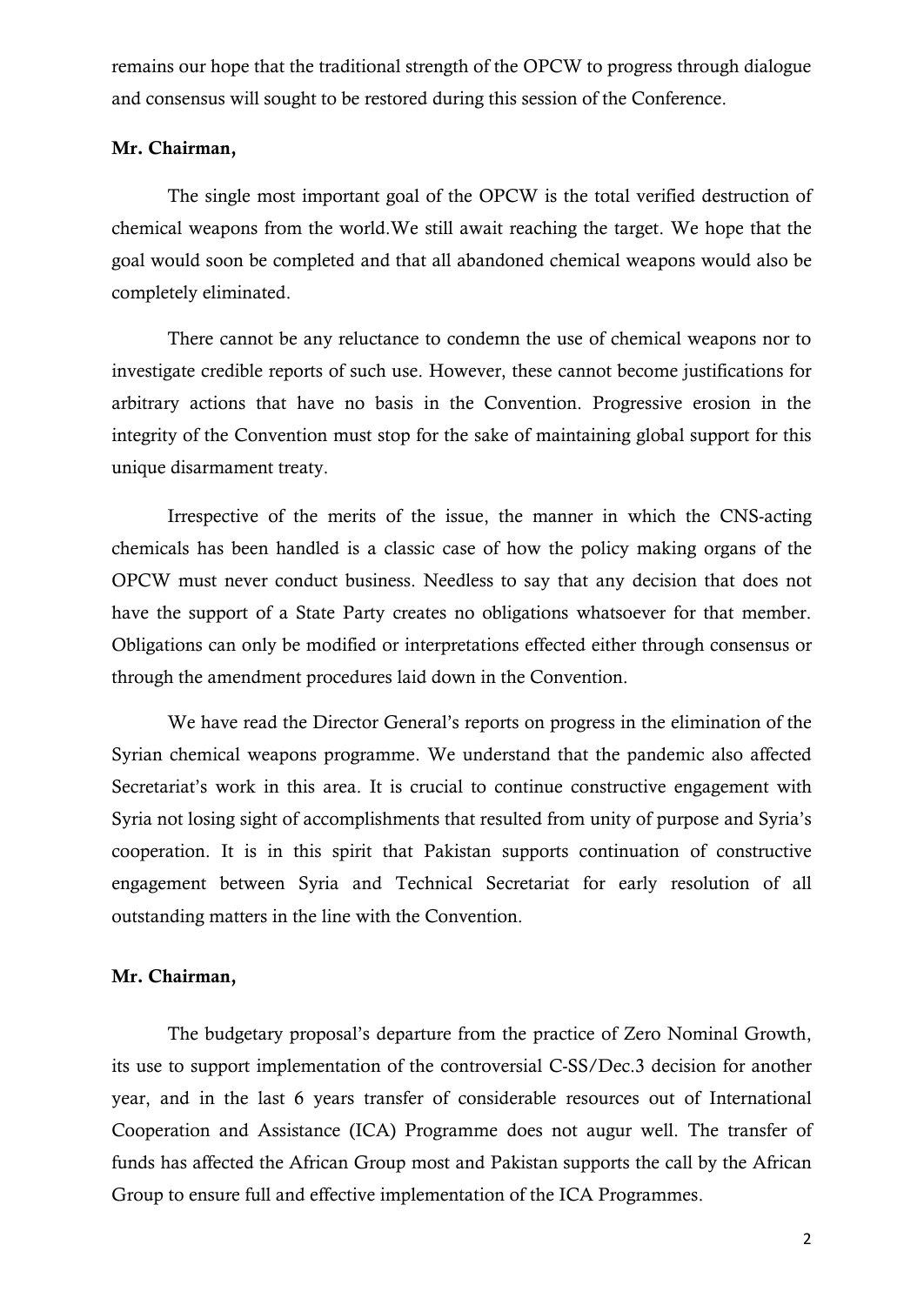remains our hope that the traditional strength of the OPCW to progress through dialogue and consensus will sought to be restored during this session of the Conference.

**Mr. Chairman,**

The single most important goal of the OPCW is the total verified destruction of chemical weapons from the world.We still await reaching the target. We hope that the goal would soon be completed and that all abandoned chemical weapons would also be completely eliminated.

There cannot be any reluctance to condemn the use of chemical weapons nor to investigate credible reports of such use. However, these cannot become justifications for arbitrary actions that have no basis in the Convention. Progressive erosion in the integrity of the Convention must stop for the sake of maintaining global support for this unique disarmament treaty.

Irrespective of the merits of the issue, the manner in which the CNS-acting chemicals has been handled is a classic case of how the policy making organs of the OPCW must never conduct business. Needless to say that any decision that does not have the support of a State Party creates no obligations whatsoever for that member. Obligations can only be modified or interpretations effected either through consensus or through the amendment procedures laid down in the Convention.

We have read the Director General's reports on progress in the elimination of the Syrian chemical weapons programme. We understand that the pandemic also affected Secretariat's work in this area. It is crucial to continue constructive engagement with Syria not losing sight of accomplishments that resulted from unity of purpose and Syria's cooperation. It is in this spirit that Pakistan supports continuation of constructive engagement between Syria and Technical Secretariat for early resolution of all outstanding matters in the line with the Convention.

**Mr. Chairman,**

The budgetary proposal's departure from the practice of Zero Nominal Growth, its use to support implementation of the controversial C-SS/Dec.3 decision for another year, and in the last 6 years transfer of considerable resources out of International Cooperation and Assistance (ICA) Programme does not augur well. The transfer of funds has affected the African Group most and Pakistan supports the call by the African Group to ensure full and effective implementation of the ICA Programmes.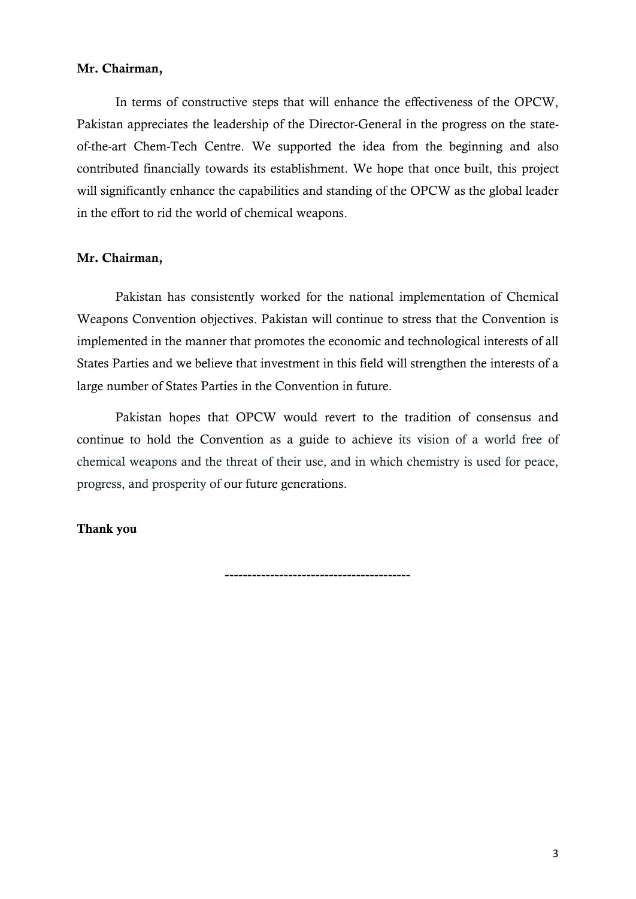**Mr. Chairman,**

In terms of constructive steps that will enhance the effectiveness of the OPCW, Pakistan appreciates the leadership of the Director-General in the progress on the state-of-the-art Chem-Tech Centre. We supported the idea from the beginning and also contributed financially towards its establishment. We hope that once built, this project will significantly enhance the capabilities and standing of the OPCW as the global leader in the effort to rid the world of chemical weapons.

**Mr. Chairman,**

Pakistan has consistently worked for the national implementation of Chemical Weapons Convention objectives. Pakistan will continue to stress that the Convention is implemented in the manner that promotes the economic and technological interests of all States Parties and we believe that investment in this field will strengthen the interests of a large number of States Parties in the Convention in future.

Pakistan hopes that OPCW would revert to the tradition of consensus and continue to hold the Convention as a guide to achieve its vision of a world free of chemical weapons and the threat of their use, and in which chemistry is used for peace, progress, and prosperity of our future generations.

**Thank you**

**----------------------------------------**